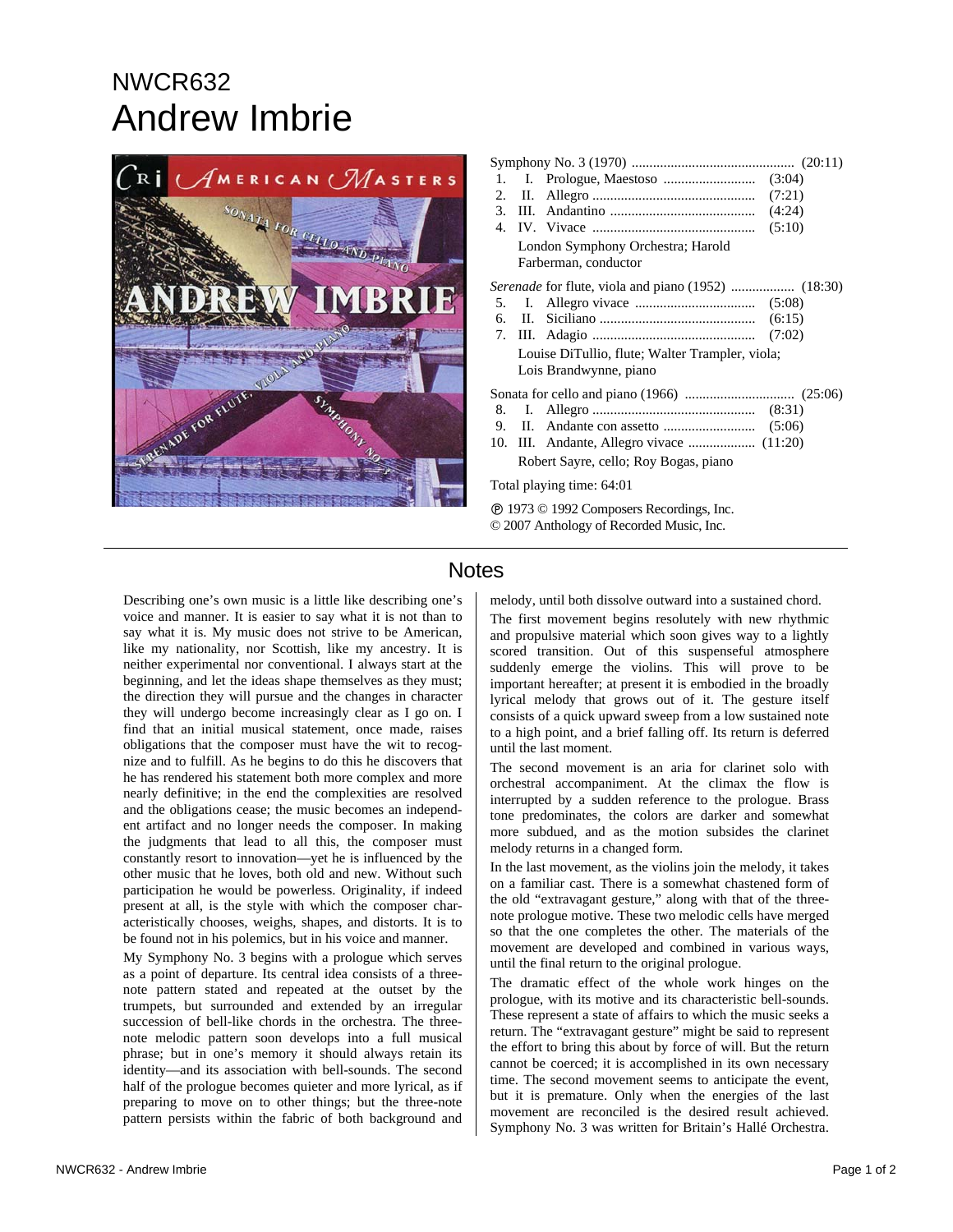# NWCR632
# Andrew Imbrie

Symphony No. 3 (1970) ............................................. (20:11)

1. I. Prologue, Maestoso .......................... (3:04)
2. II. Allegro ............................................. (7:21)
3. III. Andantino ......................................... (4:24)
4. IV. Vivace .............................................. (5:10)

London Symphony Orchestra; Harold Farberman, conductor

*Serenade* for flute, viola and piano (1952) .................. (18:30)

5. I. Allegro vivace ................................. (5:08)
6. II. Siciliano ............................................ (6:15)
7. III. Adagio ............................................. (7:02)

Louise DiTullio, flute; Walter Trampler, viola; Lois Brandwynne, piano

Sonata for cello and piano (1966) ............................... (25:06)

8. I. Allegro ............................................. (8:31)
9. II. Andante con assetto .......................... (5:06)
10. III. Andante, Allegro vivace ................... (11:20)

Robert Sayre, cello; Roy Bogas, piano

Total playing time: 64:01

℗ 1973 © 1992 Composers Recordings, Inc.
© 2007 Anthology of Recorded Music, Inc.

## Notes

Describing one's own music is a little like describing one's voice and manner. It is easier to say what it is not than to say what it is. My music does not strive to be American, like my nationality, nor Scottish, like my ancestry. It is neither experimental nor conventional. I always start at the beginning, and let the ideas shape themselves as they must; the direction they will pursue and the changes in character they will undergo become increasingly clear as I go on. I find that an initial musical statement, once made, raises obligations that the composer must have the wit to recognize and to fulfill. As he begins to do this he discovers that he has rendered his statement both more complex and more nearly definitive; in the end the complexities are resolved and the obligations cease; the music becomes an independent artifact and no longer needs the composer. In making the judgments that lead to all this, the composer must constantly resort to innovation—yet he is influenced by the other music that he loves, both old and new. Without such participation he would be powerless. Originality, if indeed present at all, is the style with which the composer characteristically chooses, weighs, shapes, and distorts. It is to be found not in his polemics, but in his voice and manner.

My Symphony No. 3 begins with a prologue which serves as a point of departure. Its central idea consists of a three-note pattern stated and repeated at the outset by the trumpets, but surrounded and extended by an irregular succession of bell-like chords in the orchestra. The three-note melodic pattern soon develops into a full musical phrase; but in one's memory it should always retain its identity—and its association with bell-sounds. The second half of the prologue becomes quieter and more lyrical, as if preparing to move on to other things; but the three-note pattern persists within the fabric of both background and melody, until both dissolve outward into a sustained chord.

The first movement begins resolutely with new rhythmic and propulsive material which soon gives way to a lightly scored transition. Out of this suspenseful atmosphere suddenly emerge the violins. This will prove to be important hereafter; at present it is embodied in the broadly lyrical melody that grows out of it. The gesture itself consists of a quick upward sweep from a low sustained note to a high point, and a brief falling off. Its return is deferred until the last moment.

The second movement is an aria for clarinet solo with orchestral accompaniment. At the climax the flow is interrupted by a sudden reference to the prologue. Brass tone predominates, the colors are darker and somewhat more subdued, and as the motion subsides the clarinet melody returns in a changed form.

In the last movement, as the violins join the melody, it takes on a familiar cast. There is a somewhat chastened form of the old "extravagant gesture," along with that of the three-note prologue motive. These two melodic cells have merged so that the one completes the other. The materials of the movement are developed and combined in various ways, until the final return to the original prologue.

The dramatic effect of the whole work hinges on the prologue, with its motive and its characteristic bell-sounds. These represent a state of affairs to which the music seeks a return. The "extravagant gesture" might be said to represent the effort to bring this about by force of will. But the return cannot be coerced; it is accomplished in its own necessary time. The second movement seems to anticipate the event, but it is premature. Only when the energies of the last movement are reconciled is the desired result achieved. Symphony No. 3 was written for Britain's Hallé Orchestra.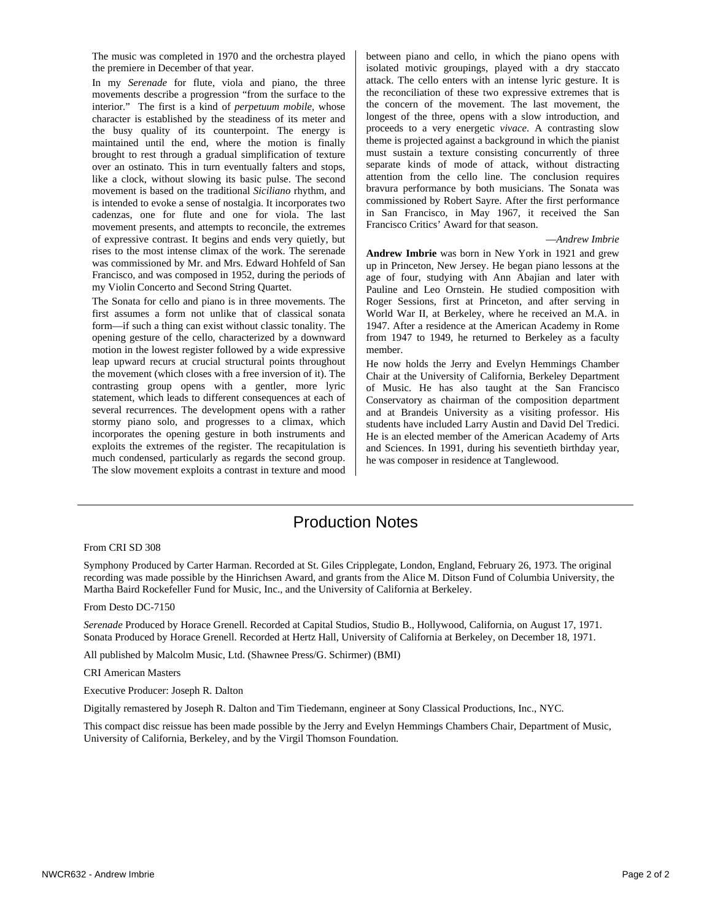The music was completed in 1970 and the orchestra played the premiere in December of that year.

In my *Serenade* for flute, viola and piano, the three movements describe a progression "from the surface to the interior." The first is a kind of *perpetuum mobile*, whose character is established by the steadiness of its meter and the busy quality of its counterpoint. The energy is maintained until the end, where the motion is finally brought to rest through a gradual simplification of texture over an ostinato. This in turn eventually falters and stops, like a clock, without slowing its basic pulse. The second movement is based on the traditional *Siciliano* rhythm, and is intended to evoke a sense of nostalgia. It incorporates two cadenzas, one for flute and one for viola. The last movement presents, and attempts to reconcile, the extremes of expressive contrast. It begins and ends very quietly, but rises to the most intense climax of the work. The serenade was commissioned by Mr. and Mrs. Edward Hohfeld of San Francisco, and was composed in 1952, during the periods of my Violin Concerto and Second String Quartet.

The Sonata for cello and piano is in three movements. The first assumes a form not unlike that of classical sonata form—if such a thing can exist without classic tonality. The opening gesture of the cello, characterized by a downward motion in the lowest register followed by a wide expressive leap upward recurs at crucial structural points throughout the movement (which closes with a free inversion of it). The contrasting group opens with a gentler, more lyric statement, which leads to different consequences at each of several recurrences. The development opens with a rather stormy piano solo, and progresses to a climax, which incorporates the opening gesture in both instruments and exploits the extremes of the register. The recapitulation is much condensed, particularly as regards the second group. The slow movement exploits a contrast in texture and mood between piano and cello, in which the piano opens with isolated motivic groupings, played with a dry staccato attack. The cello enters with an intense lyric gesture. It is the reconciliation of these two expressive extremes that is the concern of the movement. The last movement, the longest of the three, opens with a slow introduction, and proceeds to a very energetic *vivace*. A contrasting slow theme is projected against a background in which the pianist must sustain a texture consisting concurrently of three separate kinds of mode of attack, without distracting attention from the cello line. The conclusion requires bravura performance by both musicians. The Sonata was commissioned by Robert Sayre. After the first performance in San Francisco, in May 1967, it received the San Francisco Critics' Award for that season.

—*Andrew Imbrie*

**Andrew Imbrie** was born in New York in 1921 and grew up in Princeton, New Jersey. He began piano lessons at the age of four, studying with Ann Abajian and later with Pauline and Leo Ornstein. He studied composition with Roger Sessions, first at Princeton, and after serving in World War II, at Berkeley, where he received an M.A. in 1947. After a residence at the American Academy in Rome from 1947 to 1949, he returned to Berkeley as a faculty member.

He now holds the Jerry and Evelyn Hemmings Chamber Chair at the University of California, Berkeley Department of Music. He has also taught at the San Francisco Conservatory as chairman of the composition department and at Brandeis University as a visiting professor. His students have included Larry Austin and David Del Tredici. He is an elected member of the American Academy of Arts and Sciences. In 1991, during his seventieth birthday year, he was composer in residence at Tanglewood.

## Production Notes

From CRI SD 308

Symphony Produced by Carter Harman. Recorded at St. Giles Cripplegate, London, England, February 26, 1973. The original recording was made possible by the Hinrichsen Award, and grants from the Alice M. Ditson Fund of Columbia University, the Martha Baird Rockefeller Fund for Music, Inc., and the University of California at Berkeley.

From Desto DC-7150

*Serenade* Produced by Horace Grenell. Recorded at Capital Studios, Studio B., Hollywood, California, on August 17, 1971. Sonata Produced by Horace Grenell. Recorded at Hertz Hall, University of California at Berkeley, on December 18, 1971.

All published by Malcolm Music, Ltd. (Shawnee Press/G. Schirmer) (BMI)

CRI American Masters

Executive Producer: Joseph R. Dalton

Digitally remastered by Joseph R. Dalton and Tim Tiedemann, engineer at Sony Classical Productions, Inc., NYC.

This compact disc reissue has been made possible by the Jerry and Evelyn Hemmings Chambers Chair, Department of Music, University of California, Berkeley, and by the Virgil Thomson Foundation.